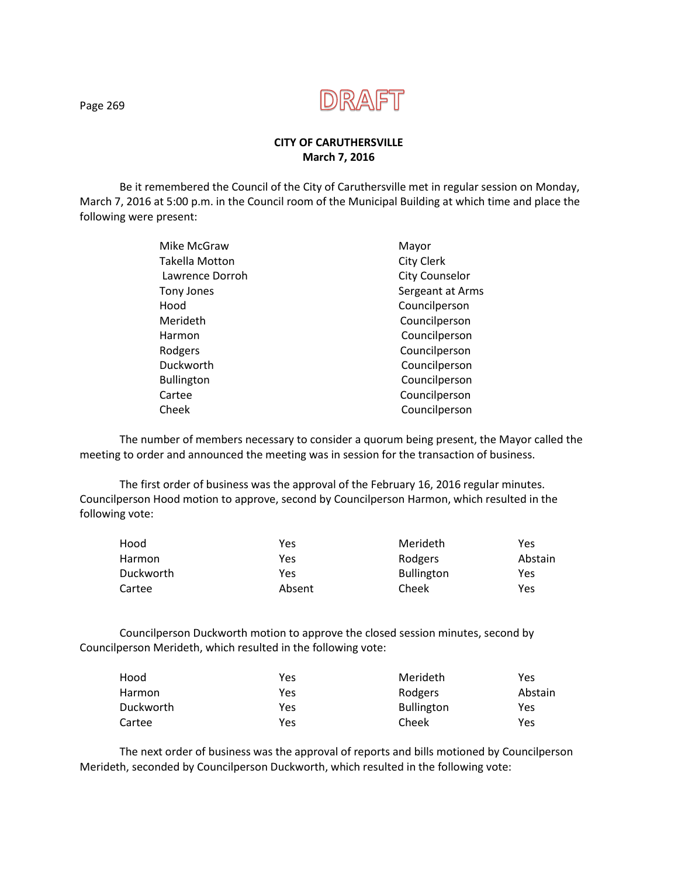DRAFT

**CITY OF CARUTHERSVILLE**
**March 7, 2016**

Be it remembered the Council of the City of Caruthersville met in regular session on Monday, March 7, 2016 at 5:00 p.m. in the Council room of the Municipal Building at which time and place the following were present:

| | |
|---|---|
| Mike McGraw | Mayor |
| Takella Motton | City Clerk |
| Lawrence Dorroh | City Counselor |
| Tony Jones | Sergeant at Arms |
| Hood | Councilperson |
| Merideth | Councilperson |
| Harmon | Councilperson |
| Rodgers | Councilperson |
| Duckworth | Councilperson |
| Bullington | Councilperson |
| Cartee | Councilperson |
| Cheek | Councilperson |

The number of members necessary to consider a quorum being present, the Mayor called the meeting to order and announced the meeting was in session for the transaction of business.

The first order of business was the approval of the February 16, 2016 regular minutes. Councilperson Hood motion to approve, second by Councilperson Harmon, which resulted in the following vote:

| | | | |
|---|---|---|---|
| Hood | Yes | Merideth | Yes |
| Harmon | Yes | Rodgers | Abstain |
| Duckworth | Yes | Bullington | Yes |
| Cartee | Absent | Cheek | Yes |

Councilperson Duckworth motion to approve the closed session minutes, second by Councilperson Merideth, which resulted in the following vote:

| | | | |
|---|---|---|---|
| Hood | Yes | Merideth | Yes |
| Harmon | Yes | Rodgers | Abstain |
| Duckworth | Yes | Bullington | Yes |
| Cartee | Yes | Cheek | Yes |

The next order of business was the approval of reports and bills motioned by Councilperson Merideth, seconded by Councilperson Duckworth, which resulted in the following vote: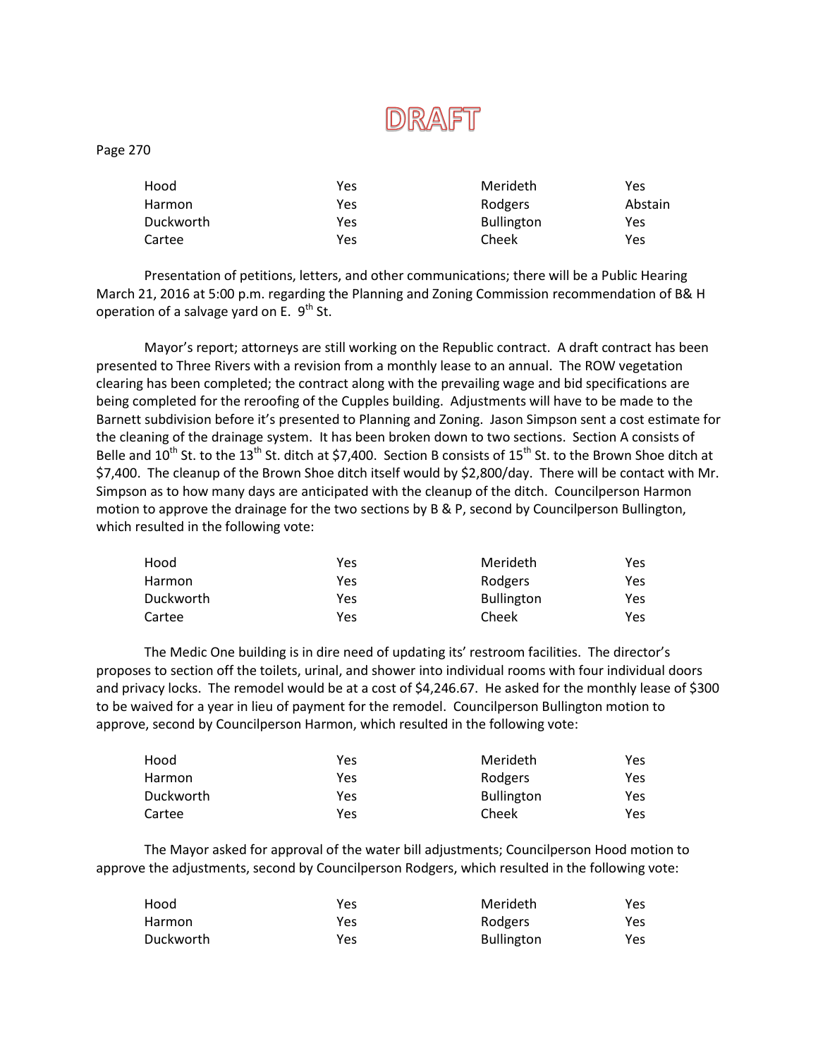DRAFT

| | | | |
|---|---|---|---|
| Hood | Yes | Merideth | Yes |
| Harmon | Yes | Rodgers | Abstain |
| Duckworth | Yes | Bullington | Yes |
| Cartee | Yes | Cheek | Yes |

Presentation of petitions, letters, and other communications; there will be a Public Hearing March 21, 2016 at 5:00 p.m. regarding the Planning and Zoning Commission recommendation of B& H operation of a salvage yard on E. 9th St.

Mayor's report; attorneys are still working on the Republic contract. A draft contract has been presented to Three Rivers with a revision from a monthly lease to an annual. The ROW vegetation clearing has been completed; the contract along with the prevailing wage and bid specifications are being completed for the reroofing of the Cupples building. Adjustments will have to be made to the Barnett subdivision before it's presented to Planning and Zoning. Jason Simpson sent a cost estimate for the cleaning of the drainage system. It has been broken down to two sections. Section A consists of Belle and 10th St. to the 13th St. ditch at $7,400. Section B consists of 15th St. to the Brown Shoe ditch at $7,400. The cleanup of the Brown Shoe ditch itself would by $2,800/day. There will be contact with Mr. Simpson as to how many days are anticipated with the cleanup of the ditch. Councilperson Harmon motion to approve the drainage for the two sections by B & P, second by Councilperson Bullington, which resulted in the following vote:

| | | | |
|---|---|---|---|
| Hood | Yes | Merideth | Yes |
| Harmon | Yes | Rodgers | Yes |
| Duckworth | Yes | Bullington | Yes |
| Cartee | Yes | Cheek | Yes |

The Medic One building is in dire need of updating its' restroom facilities. The director's proposes to section off the toilets, urinal, and shower into individual rooms with four individual doors and privacy locks. The remodel would be at a cost of $4,246.67. He asked for the monthly lease of $300 to be waived for a year in lieu of payment for the remodel. Councilperson Bullington motion to approve, second by Councilperson Harmon, which resulted in the following vote:

| | | | |
|---|---|---|---|
| Hood | Yes | Merideth | Yes |
| Harmon | Yes | Rodgers | Yes |
| Duckworth | Yes | Bullington | Yes |
| Cartee | Yes | Cheek | Yes |

The Mayor asked for approval of the water bill adjustments; Councilperson Hood motion to approve the adjustments, second by Councilperson Rodgers, which resulted in the following vote:

| | | | |
|---|---|---|---|
| Hood | Yes | Merideth | Yes |
| Harmon | Yes | Rodgers | Yes |
| Duckworth | Yes | Bullington | Yes |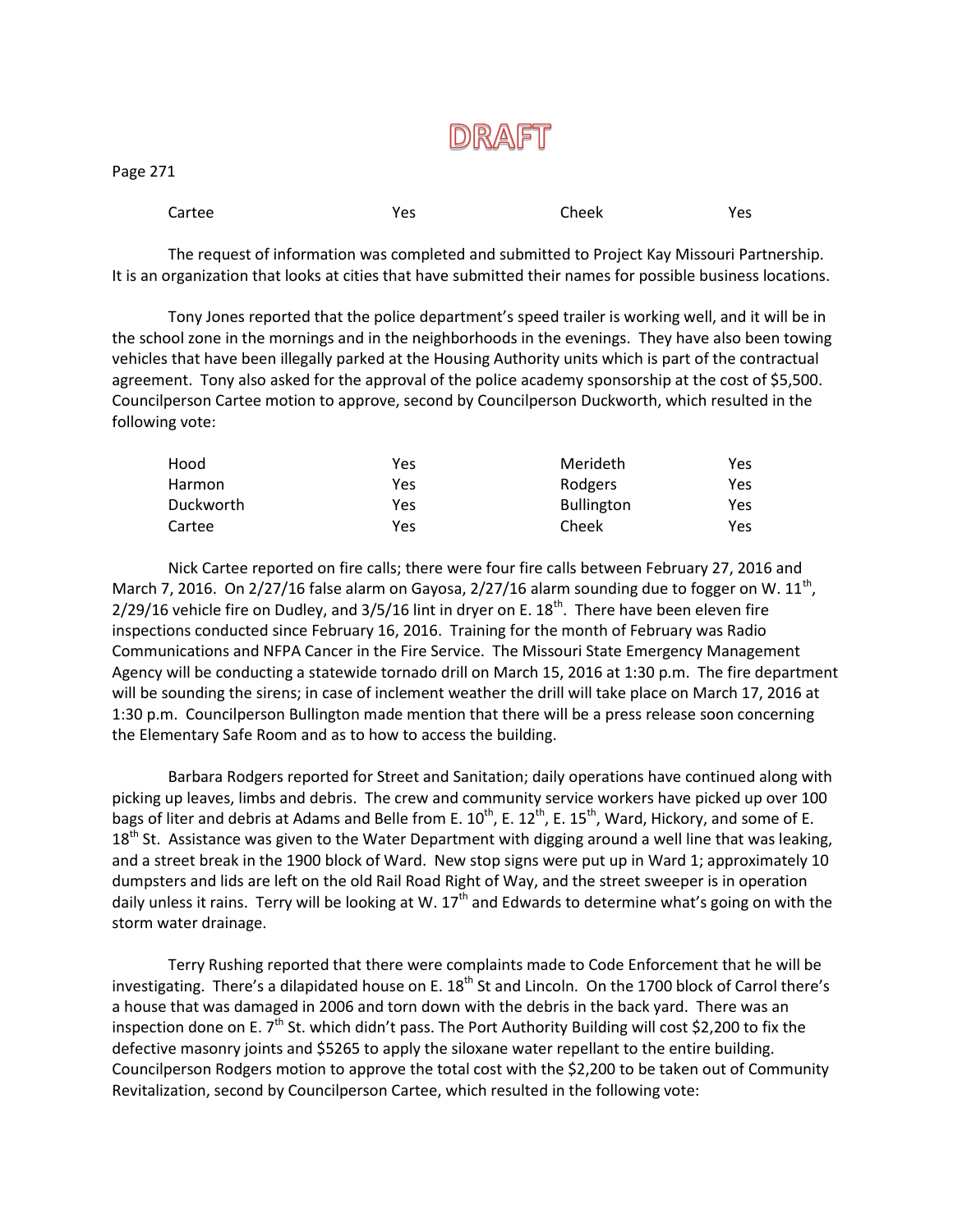DRAFT

| Cartee | Yes | Cheek | Yes |
|---|---|---|---|

The request of information was completed and submitted to Project Kay Missouri Partnership. It is an organization that looks at cities that have submitted their names for possible business locations.

Tony Jones reported that the police department's speed trailer is working well, and it will be in the school zone in the mornings and in the neighborhoods in the evenings. They have also been towing vehicles that have been illegally parked at the Housing Authority units which is part of the contractual agreement. Tony also asked for the approval of the police academy sponsorship at the cost of $5,500. Councilperson Cartee motion to approve, second by Councilperson Duckworth, which resulted in the following vote:

| | | | |
|---|---|---|---|
| Hood | Yes | Merideth | Yes |
| Harmon | Yes | Rodgers | Yes |
| Duckworth | Yes | Bullington | Yes |
| Cartee | Yes | Cheek | Yes |

Nick Cartee reported on fire calls; there were four fire calls between February 27, 2016 and March 7, 2016. On 2/27/16 false alarm on Gayosa, 2/27/16 alarm sounding due to fogger on W. 11th, 2/29/16 vehicle fire on Dudley, and 3/5/16 lint in dryer on E. 18th. There have been eleven fire inspections conducted since February 16, 2016. Training for the month of February was Radio Communications and NFPA Cancer in the Fire Service. The Missouri State Emergency Management Agency will be conducting a statewide tornado drill on March 15, 2016 at 1:30 p.m. The fire department will be sounding the sirens; in case of inclement weather the drill will take place on March 17, 2016 at 1:30 p.m. Councilperson Bullington made mention that there will be a press release soon concerning the Elementary Safe Room and as to how to access the building.

Barbara Rodgers reported for Street and Sanitation; daily operations have continued along with picking up leaves, limbs and debris. The crew and community service workers have picked up over 100 bags of liter and debris at Adams and Belle from E. 10th, E. 12th, E. 15th, Ward, Hickory, and some of E. 18th St. Assistance was given to the Water Department with digging around a well line that was leaking, and a street break in the 1900 block of Ward. New stop signs were put up in Ward 1; approximately 10 dumpsters and lids are left on the old Rail Road Right of Way, and the street sweeper is in operation daily unless it rains. Terry will be looking at W. 17th and Edwards to determine what's going on with the storm water drainage.

Terry Rushing reported that there were complaints made to Code Enforcement that he will be investigating. There's a dilapidated house on E. 18th St and Lincoln. On the 1700 block of Carrol there's a house that was damaged in 2006 and torn down with the debris in the back yard. There was an inspection done on E. 7th St. which didn't pass. The Port Authority Building will cost $2,200 to fix the defective masonry joints and $5265 to apply the siloxane water repellant to the entire building. Councilperson Rodgers motion to approve the total cost with the $2,200 to be taken out of Community Revitalization, second by Councilperson Cartee, which resulted in the following vote: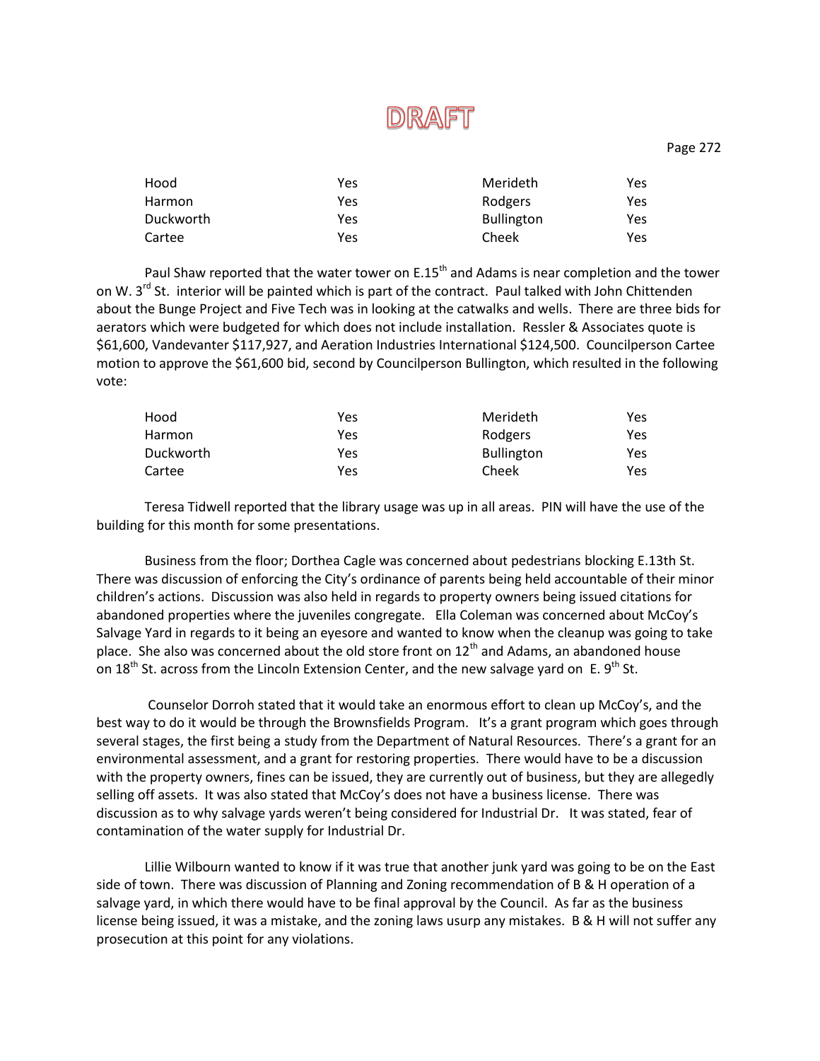DRAFT

| Hood | Yes | Merideth | Yes |
|---|---|---|---|
| Harmon | Yes | Rodgers | Yes |
| Duckworth | Yes | Bullington | Yes |
| Cartee | Yes | Cheek | Yes |

Paul Shaw reported that the water tower on E.15th and Adams is near completion and the tower on W. 3rd St. interior will be painted which is part of the contract. Paul talked with John Chittenden about the Bunge Project and Five Tech was in looking at the catwalks and wells. There are three bids for aerators which were budgeted for which does not include installation. Ressler & Associates quote is $61,600, Vandevanter $117,927, and Aeration Industries International $124,500. Councilperson Cartee motion to approve the $61,600 bid, second by Councilperson Bullington, which resulted in the following vote:

| Hood | Yes | Merideth | Yes |
|---|---|---|---|
| Harmon | Yes | Rodgers | Yes |
| Duckworth | Yes | Bullington | Yes |
| Cartee | Yes | Cheek | Yes |

Teresa Tidwell reported that the library usage was up in all areas. PIN will have the use of the building for this month for some presentations.

Business from the floor; Dorthea Cagle was concerned about pedestrians blocking E.13th St. There was discussion of enforcing the City's ordinance of parents being held accountable of their minor children's actions. Discussion was also held in regards to property owners being issued citations for abandoned properties where the juveniles congregate. Ella Coleman was concerned about McCoy's Salvage Yard in regards to it being an eyesore and wanted to know when the cleanup was going to take place. She also was concerned about the old store front on 12th and Adams, an abandoned house on 18th St. across from the Lincoln Extension Center, and the new salvage yard on E. 9th St.

Counselor Dorroh stated that it would take an enormous effort to clean up McCoy's, and the best way to do it would be through the Brownsfields Program. It's a grant program which goes through several stages, the first being a study from the Department of Natural Resources. There's a grant for an environmental assessment, and a grant for restoring properties. There would have to be a discussion with the property owners, fines can be issued, they are currently out of business, but they are allegedly selling off assets. It was also stated that McCoy's does not have a business license. There was discussion as to why salvage yards weren't being considered for Industrial Dr. It was stated, fear of contamination of the water supply for Industrial Dr.

Lillie Wilbourn wanted to know if it was true that another junk yard was going to be on the East side of town. There was discussion of Planning and Zoning recommendation of B & H operation of a salvage yard, in which there would have to be final approval by the Council. As far as the business license being issued, it was a mistake, and the zoning laws usurp any mistakes. B & H will not suffer any prosecution at this point for any violations.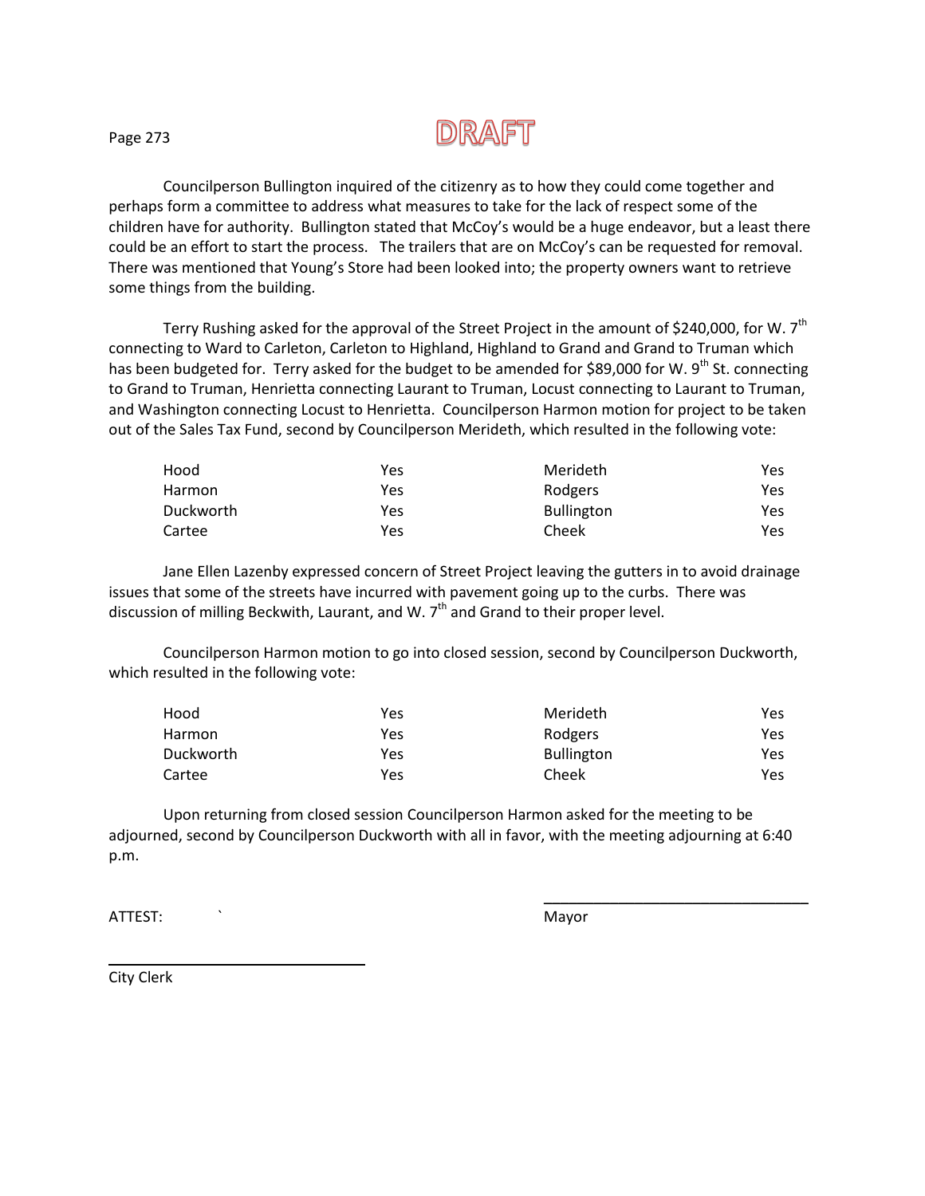DRAFT

Councilperson Bullington inquired of the citizenry as to how they could come together and perhaps form a committee to address what measures to take for the lack of respect some of the children have for authority. Bullington stated that McCoy's would be a huge endeavor, but a least there could be an effort to start the process. The trailers that are on McCoy's can be requested for removal. There was mentioned that Young's Store had been looked into; the property owners want to retrieve some things from the building.

Terry Rushing asked for the approval of the Street Project in the amount of $240,000, for W. 7th connecting to Ward to Carleton, Carleton to Highland, Highland to Grand and Grand to Truman which has been budgeted for. Terry asked for the budget to be amended for $89,000 for W. 9th St. connecting to Grand to Truman, Henrietta connecting Laurant to Truman, Locust connecting to Laurant to Truman, and Washington connecting Locust to Henrietta. Councilperson Harmon motion for project to be taken out of the Sales Tax Fund, second by Councilperson Merideth, which resulted in the following vote:

| | | | |
|---|---|---|---|
| Hood | Yes | Merideth | Yes |
| Harmon | Yes | Rodgers | Yes |
| Duckworth | Yes | Bullington | Yes |
| Cartee | Yes | Cheek | Yes |

Jane Ellen Lazenby expressed concern of Street Project leaving the gutters in to avoid drainage issues that some of the streets have incurred with pavement going up to the curbs. There was discussion of milling Beckwith, Laurant, and W. 7th and Grand to their proper level.

Councilperson Harmon motion to go into closed session, second by Councilperson Duckworth, which resulted in the following vote:

| | | | |
|---|---|---|---|
| Hood | Yes | Merideth | Yes |
| Harmon | Yes | Rodgers | Yes |
| Duckworth | Yes | Bullington | Yes |
| Cartee | Yes | Cheek | Yes |

Upon returning from closed session Councilperson Harmon asked for the meeting to be adjourned, second by Councilperson Duckworth with all in favor, with the meeting adjourning at 6:40 p.m.

ATTEST: ` 

\_\_\_\_\_\_\_\_\_\_\_\_\_\_\_\_\_\_\_\_\_\_\_\_\_\_\_\_\_\_
Mayor

\_\_\_\_\_\_\_\_\_\_\_\_\_\_\_\_\_\_\_\_\_\_\_\_\_\_\_\_\_\_
City Clerk